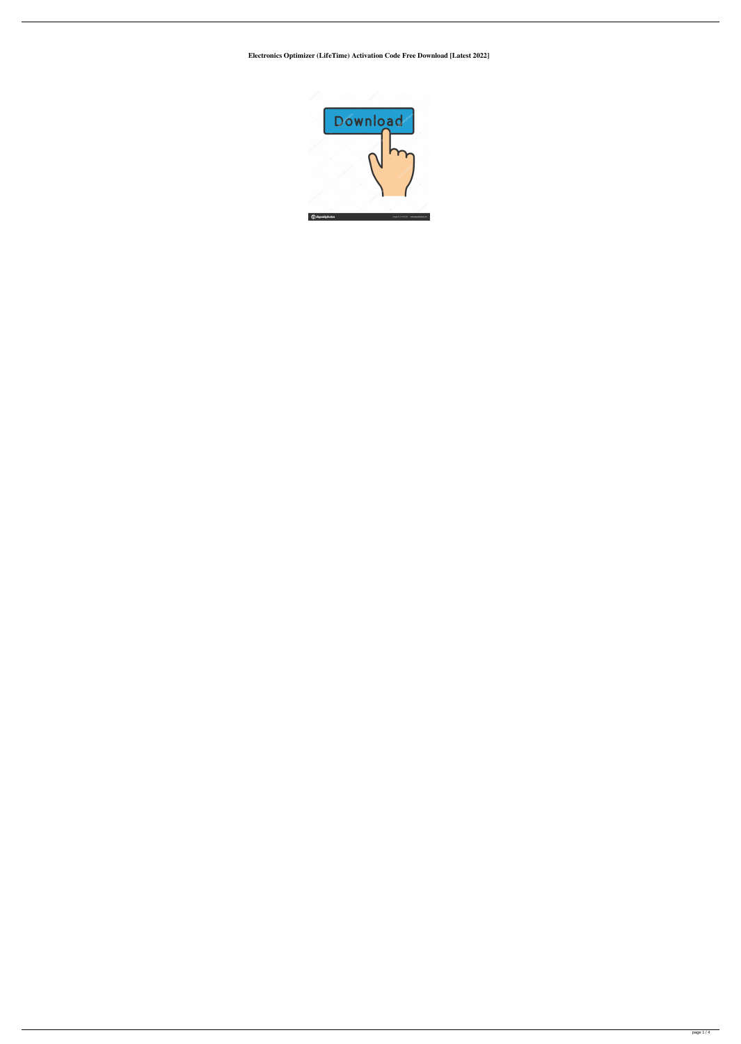**Electronics Optimizer (LifeTime) Activation Code Free Download [Latest 2022]**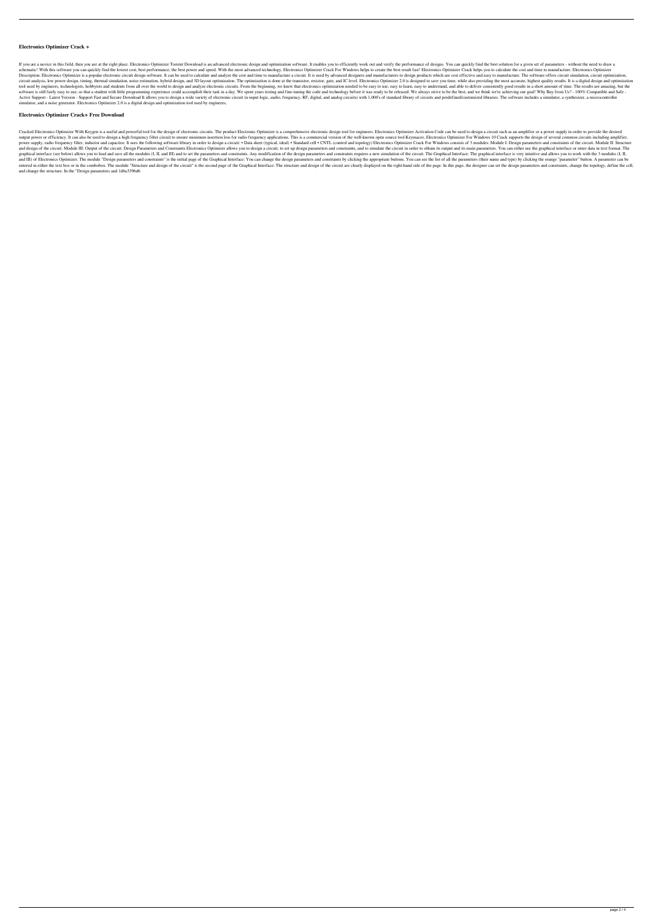## Electronics Optimizer Crack +

If you are a novice in this field, then you are at the right place. Electronics Optimizer Torrent Download is an advanced electronic design and optimization software. It enables you to efficiently work out and verify the performance of designs. You can quickly find the best solution for a given set of parameters - without the need to draw a schematic! With this software you can quickly find the lowest cost, best performance, the best power and speed. With the most advanced technology, Electronics Optimizer Crack For Windows helps to create the best result fast! Electronics Optimizer Crack helps you to calculate the cost and time to manufacture. Electronics Optimizer Description: Electronics Optimizer is a popular electronic circuit design software. It can be used to calculate and analyze the cost and time to manufacture a circuit. It is used by advanced designers and manufacturers to design products which are cost effective and easy to manufacture. The software offers circuit simulation, circuit optimization, circuit analysis, low power design, timing, thermal simulation, noise estimation, hybrid design, and 3D layout optimization. The optimization is done at the transistor, resistor, gate, and IC level. Electronics Optimizer 2.0 is designed to save you time, while also providing the most accurate, highest quality results. It is a digital design and optimization tool used by engineers, technologists, hobbyists and students from all over the world to design and analyze electronic circuits. From the beginning, we knew that electronics optimization needed to be easy to use, easy to learn, easy to understand, and able to deliver consistently good results in a short amount of time. The results are amazing, but the software is still fairly easy to use, so that a student with little programming experience could accomplish their task in a day. We spent years testing and fine-tuning the code and technology before it was ready to be released. We always strive to be the best, and we think we're achieving our goal! Why Buy from Us? - 100% Compatible and Safe - Active Support - Latest Version - Support Fast and Secure Download It allows you to design a wide variety of electronic circuit (n-input logic, audio, frequency, RF, digital, and analog circuits) with 1,000's of standard library of circuits and predefined/customized libraries. The software includes a simulator, a synthesizer, a microcontroller simulator, and a noise generator. Electronics Optimizer 2.0 is a digital design and optimization tool used by engineers,

## Electronics Optimizer Crack+ Free Download

Cracked Electronics Optimizer With Keygen is a useful and powerful tool for the design of electronic circuits. The product Electronic Optimizer is a comprehensive electronic design tool for engineers. Electronics Optimizer Activation Code can be used to design a circuit such as an amplifier or a power supply in order to provide the desired output power or efficiency. It can also be used to design a high frequency filter circuit to ensure minimum insertion loss for radio frequency applications. This is a commercial version of the well-known open source tool Keymacro. Electronics Optimizer For Windows 10 Crack supports the design of several common circuits including amplifier, power supply, radio frequency filter, inductor and capacitor. It uses the following software library in order to design a circuit: • Data sheet (typical, ideal) • Standard cell • CNTL (control and topology) Electronics Optimizer Crack For Windows consists of 3 modules: Module I: Design parameters and constraints of the circuit. Module II: Structure and design of the circuit. Module III: Output of the circuit. Design Parameters and Constraints Electronics Optimizer allows you to design a circuit, to set up design parameters and constraints, and to simulate the circuit in order to obtain its output and its main parameters. You can either use the graphical interface or enter data in text format. The graphical interface (see below) allows you to load and save all the modules (I, II, and III) and to set the parameters and constraints. Any modification of the design parameters and constraints requires a new simulation of the circuit. The Graphical Interface: The graphical interface is very intuitive and allows you to work with the 3 modules (I, II, and III) of Electronics Optimizer. The module "Design parameters and constraints" is the initial page of the Graphical Interface: You can change the design parameters and constraints by clicking the appropriate buttons. You can see the list of all the parameters (their name and type) by clicking the orange "parameter" button. A parameter can be entered in either the text box or in the combobox. The module "Structure and design of the circuit" is the second page of the Graphical Interface: The structure and design of the circuit are clearly displayed on the right-hand side of the page. In this page, the designer can set the design parameters and constraints, change the topology, define the cell, and change the structure. In the "Design parameters and 1d6a3396d6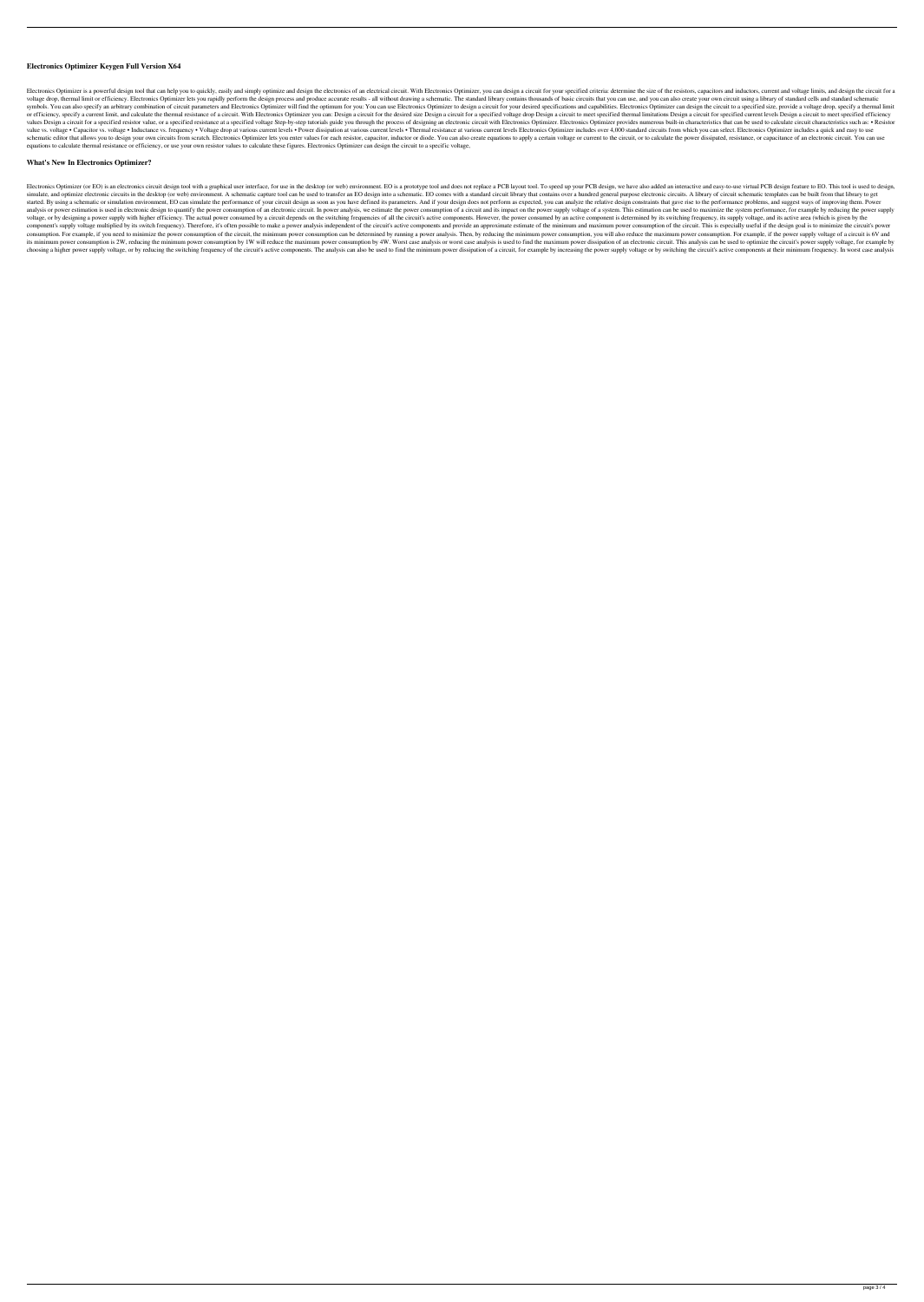## Electronics Optimizer Keygen Full Version X64

Electronics Optimizer is a powerful design tool that can help you to quickly, easily and simply optimize and design the electronics of an electrical circuit. With Electronics Optimizer, you can design a circuit for your specified criteria: determine the size of the resistors, capacitors and inductors, current and voltage limits, and design the circuit for a voltage drop, thermal limit or efficiency. Electronics Optimizer lets you rapidly perform the design process and produce accurate results - all without drawing a schematic. The standard library contains thousands of basic circuits that you can use, and you can also create your own circuit using a library of standard cells and standard schematic symbols. You can also specify an arbitrary combination of circuit parameters and Electronics Optimizer will find the optimum for you: You can use Electronics Optimizer to design a circuit for your desired specifications and capabilities. Electronics Optimizer can design the circuit to a specified size, provide a voltage drop, specify a thermal limit or efficiency, specify a current limit, and calculate the thermal resistance of a circuit. With Electronics Optimizer you can: Design a circuit for the desired size Design a circuit for a specified voltage drop Design a circuit to meet specified thermal limitations Design a circuit for specified current levels Design a circuit to meet specified efficiency values Design a circuit for a specified resistor value, or a specified resistance at a specified voltage Step-by-step tutorials guide you through the process of designing an electronic circuit with Electronics Optimizer. Electronics Optimizer provides numerous built-in characteristics that can be used to calculate circuit characteristics such as: • Resistor value vs. voltage • Capacitor vs. voltage • Inductance vs. frequency • Voltage drop at various current levels • Power dissipation at various current levels • Thermal resistance at various current levels Electronics Optimizer includes over 4,000 standard circuits from which you can select. Electronics Optimizer includes a quick and easy to use schematic editor that allows you to design your own circuits from scratch. Electronics Optimizer lets you enter values for each resistor, capacitor, inductor or diode. You can also create equations to apply a certain voltage or current to the circuit, or to calculate the power dissipated, resistance, or capacitance of an electronic circuit. You can use equations to calculate thermal resistance or efficiency, or use your own resistor values to calculate these figures. Electronics Optimizer can design the circuit to a specific voltage.

## What's New In Electronics Optimizer?

Electronics Optimizer (or EO) is an electronics circuit design tool with a graphical user interface, for use in the desktop (or web) environment. EO is a prototype tool and does not replace a PCB layout tool. To speed up your PCB design, we have also added an interactive and easy-to-use virtual PCB design feature to EO. This tool is used to design, simulate, and optimize electronic circuits in the desktop (or web) environment. A schematic capture tool can be used to transfer an EO design into a schematic. EO comes with a standard circuit library that contains over a hundred general purpose electronic circuits. A library of circuit schematic templates can be built from that library to get started. By using a schematic or simulation environment, EO can simulate the performance of your circuit design as soon as you have defined its parameters. And if your design does not perform as expected, you can analyze the relative design constraints that gave rise to the performance problems, and suggest ways of improving them. Power analysis or power estimation is used in electronic design to quantify the power consumption of an electronic circuit. In power analysis, we estimate the power consumption of a circuit and its impact on the power supply voltage of a system. This estimation can be used to maximize the system performance, for example by reducing the power supply voltage, or by designing a power supply with higher efficiency. The actual power consumed by a circuit depends on the switching frequencies of all the circuit's active components. However, the power consumed by an active component is determined by its switching frequency, its supply voltage, and its active area (which is given by the component's supply voltage multiplied by its switch frequency). Therefore, it's often possible to make a power analysis independent of the circuit's active components and provide an approximate estimate of the minimum and maximum power consumption of the circuit. This is especially useful if the design goal is to minimize the circuit's power consumption. For example, if you need to minimize the power consumption of the circuit, the minimum power consumption can be determined by running a power analysis. Then, by reducing the minimum power consumption, you will also reduce the maximum power consumption. For example, if the power supply voltage of a circuit is 6V and its minimum power consumption is 2W, reducing the minimum power consumption by 1W will reduce the maximum power consumption by 4W. Worst case analysis or worst case analysis is used to find the maximum power dissipation of an electronic circuit. This analysis can be used to optimize the circuit's power supply voltage, for example by choosing a higher power supply voltage, or by reducing the switching frequency of the circuit's active components. The analysis can also be used to find the minimum power dissipation of a circuit, for example by increasing the power supply voltage or by switching the circuit's active components at their minimum frequency. In worst case analysis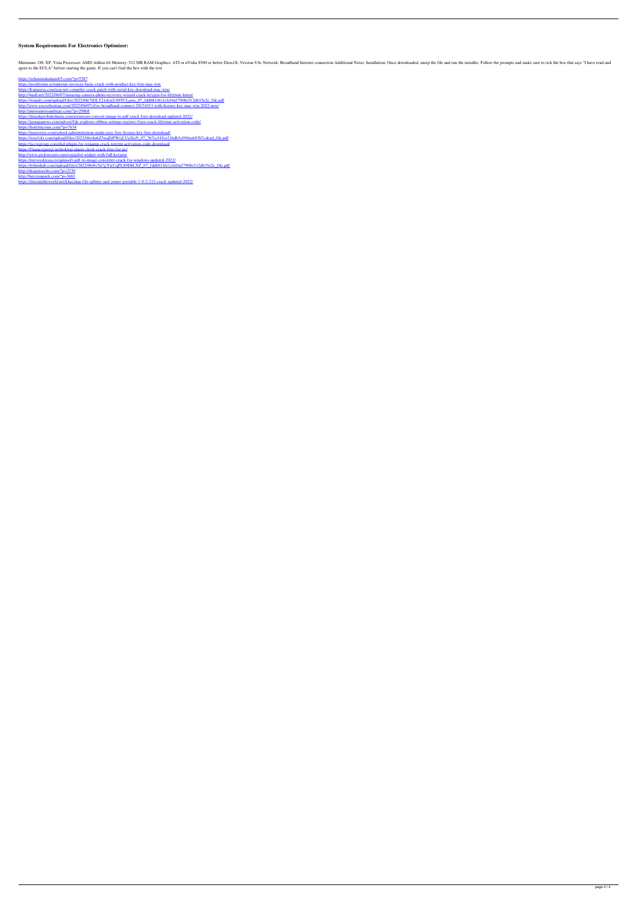### System Requirements For Electronics Optimizer:

Minimum: OS: XP, Vista Processor: AMD Athlon 64 Memory: 512 MB RAM Graphics: ATI or nVidia 8500 or better DirectX: Version 9.0c Network: Broadband Internet connection Additional Notes: Installation: Once downloaded, unzip the file and run the installer. Follow the prompts and make sure to tick the box that says "I have read and agree to the EULA" before starting the game. If you can't find the box with the text

https://sehatmudaalami65.com/?p=5587
https://postlistinn.is/supreme-invoices-basic-crack-with-product-key-free-mac-win
https://kunamya.com/asp-net-compiler-crack-patch-with-serial-key-download-mac-win/
http://4uall.net/2022/06/07/amazing-camera-photo-recovery-wizard-crack-keygen-for-lifetime-latest/
https://wanaly.com/upload/files/2022/06/7tDLT21dvn2cS9TCLzms_07_fdd8814fe1cfef6ef7908e512db35e2e_file.pdf
http://www.rosesebastian.com/2022/06/07/cfos-broadband-connect-20151013-with-license-key-mac-win-2022-new/
http://purosautossandiego.com/?p=29868
https://dainikprobahobarta.com/awinware-convert-image-to-pdf-crack-free-download-updated-2022/
https://geauganews.com/advert/file-explorer-ribbon-settings-registry-fixes-crack-lifetime-activation-code/
https://holybitcoins.com/?p=7634
https://maxiwire.com/school-administration-made-easy-free-license-key-free-download/
https://wocfolx.com/upload/files/2022/06/sIu6Z3wqEtPWziLUzXuN_07_767ccf45ee216db3c094ee683b7cdcad_file.pdf
https://accwgroup.com/dsd-plugin-for-winamp-crack-torrent-activation-code-download/
https://financetalk.ltd/desktop-alarm-clock-crack-free-for-pc/
http://www.pickrecruit.com/craigslist-widget-with-full-keygen/
https://nuevodecoracion.es/apinsoft-pdf-to-image-converter-crack-for-windows-updated-2022/
https://triberhub.com/upload/files/2022/06/6v5n7g7twUqPL89DhLNZ_07_fdd8814fe1cfef6ef7908e512db35e2e_file.pdf
http://dragonsecho.com/?p=2330
http://buzzinpark.com/?p=3683
https://dawnintheworld.net/khayalan-file-splitter-and-joiner-portable-1-0-2-212-crack-updated-2022/